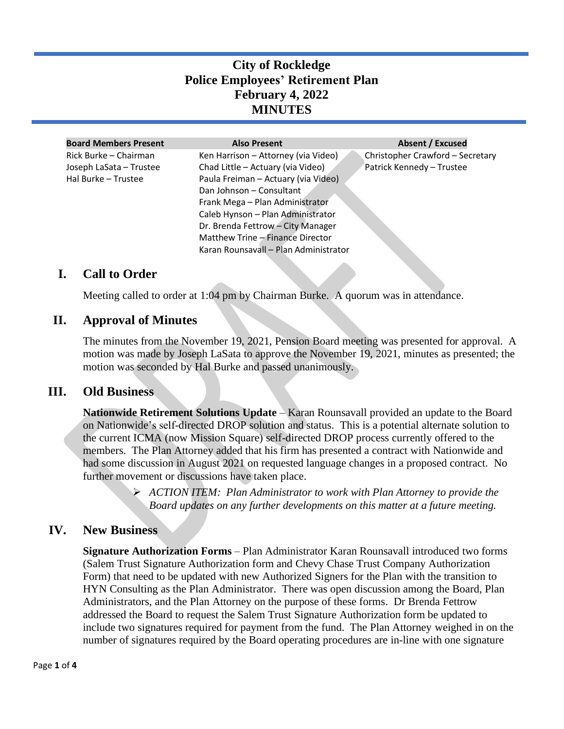# City of Rockledge
# Police Employees' Retirement Plan
# February 4, 2022
# MINUTES

| Board Members Present | Also Present | Absent / Excused |
|---|---|---|
| Rick Burke – Chairman | Ken Harrison – Attorney (via Video) | Christopher Crawford – Secretary |
| Joseph LaSata – Trustee | Chad Little – Actuary (via Video) | Patrick Kennedy – Trustee |
| Hal Burke – Trustee | Paula Freiman – Actuary (via Video) | |
| | Dan Johnson – Consultant | |
| | Frank Mega – Plan Administrator | |
| | Caleb Hynson – Plan Administrator | |
| | Dr. Brenda Fettrow – City Manager | |
| | Matthew Trine – Finance Director | |
| | Karan Rounsavall – Plan Administrator | |

## I. Call to Order

Meeting called to order at 1:04 pm by Chairman Burke. A quorum was in attendance.

## II. Approval of Minutes

The minutes from the November 19, 2021, Pension Board meeting was presented for approval. A motion was made by Joseph LaSata to approve the November 19, 2021, minutes as presented; the motion was seconded by Hal Burke and passed unanimously.

## III. Old Business

**Nationwide Retirement Solutions Update** – Karan Rounsavall provided an update to the Board on Nationwide's self-directed DROP solution and status. This is a potential alternate solution to the current ICMA (now Mission Square) self-directed DROP process currently offered to the members. The Plan Attorney added that his firm has presented a contract with Nationwide and had some discussion in August 2021 on requested language changes in a proposed contract. No further movement or discussions have taken place.

> *ACTION ITEM: Plan Administrator to work with Plan Attorney to provide the Board updates on any further developments on this matter at a future meeting.*

## IV. New Business

**Signature Authorization Forms** – Plan Administrator Karan Rounsavall introduced two forms (Salem Trust Signature Authorization form and Chevy Chase Trust Company Authorization Form) that need to be updated with new Authorized Signers for the Plan with the transition to HYN Consulting as the Plan Administrator. There was open discussion among the Board, Plan Administrators, and the Plan Attorney on the purpose of these forms. Dr Brenda Fettrow addressed the Board to request the Salem Trust Signature Authorization form be updated to include two signatures required for payment from the fund. The Plan Attorney weighed in on the number of signatures required by the Board operating procedures are in-line with one signature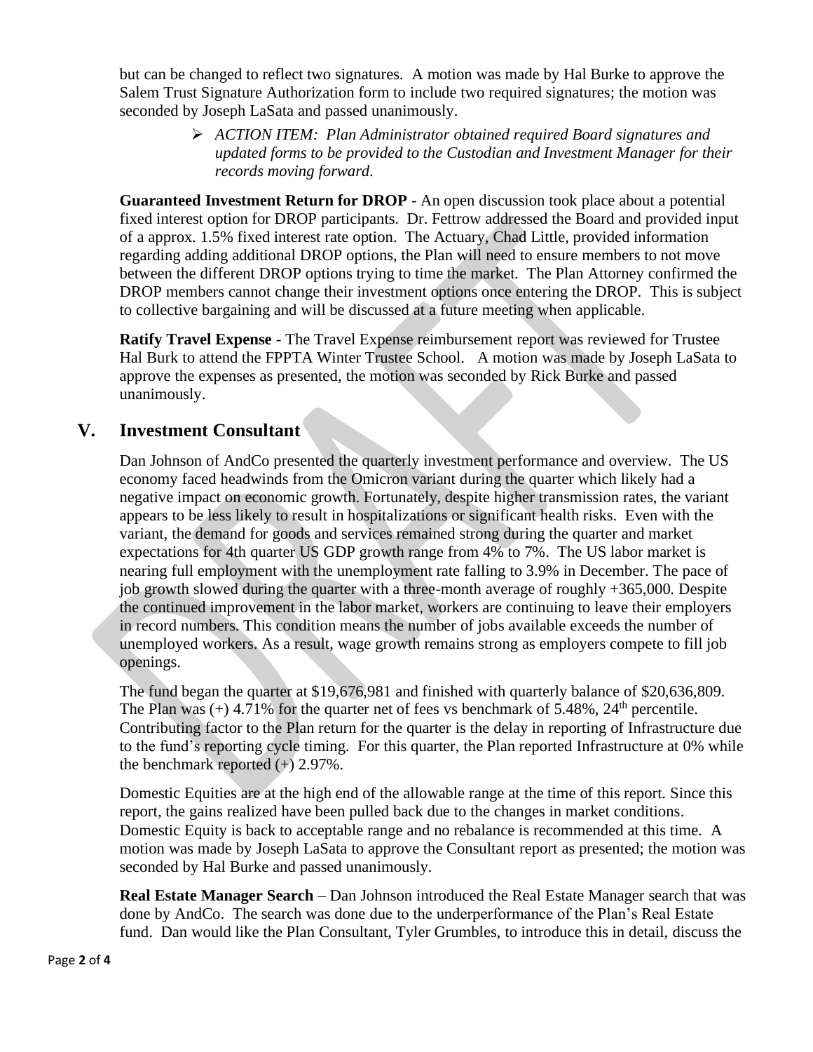but can be changed to reflect two signatures. A motion was made by Hal Burke to approve the Salem Trust Signature Authorization form to include two required signatures; the motion was seconded by Joseph LaSata and passed unanimously.

> ➢ *ACTION ITEM: Plan Administrator obtained required Board signatures and updated forms to be provided to the Custodian and Investment Manager for their records moving forward.*

**Guaranteed Investment Return for DROP** - An open discussion took place about a potential fixed interest option for DROP participants. Dr. Fettrow addressed the Board and provided input of a approx. 1.5% fixed interest rate option. The Actuary, Chad Little, provided information regarding adding additional DROP options, the Plan will need to ensure members to not move between the different DROP options trying to time the market. The Plan Attorney confirmed the DROP members cannot change their investment options once entering the DROP. This is subject to collective bargaining and will be discussed at a future meeting when applicable.

**Ratify Travel Expense** - The Travel Expense reimbursement report was reviewed for Trustee Hal Burk to attend the FPPTA Winter Trustee School. A motion was made by Joseph LaSata to approve the expenses as presented, the motion was seconded by Rick Burke and passed unanimously.

## V. Investment Consultant

Dan Johnson of AndCo presented the quarterly investment performance and overview. The US economy faced headwinds from the Omicron variant during the quarter which likely had a negative impact on economic growth. Fortunately, despite higher transmission rates, the variant appears to be less likely to result in hospitalizations or significant health risks. Even with the variant, the demand for goods and services remained strong during the quarter and market expectations for 4th quarter US GDP growth range from 4% to 7%. The US labor market is nearing full employment with the unemployment rate falling to 3.9% in December. The pace of job growth slowed during the quarter with a three-month average of roughly +365,000. Despite the continued improvement in the labor market, workers are continuing to leave their employers in record numbers. This condition means the number of jobs available exceeds the number of unemployed workers. As a result, wage growth remains strong as employers compete to fill job openings.

The fund began the quarter at $19,676,981 and finished with quarterly balance of $20,636,809. The Plan was (+) 4.71% for the quarter net of fees vs benchmark of 5.48%, 24th percentile. Contributing factor to the Plan return for the quarter is the delay in reporting of Infrastructure due to the fund's reporting cycle timing. For this quarter, the Plan reported Infrastructure at 0% while the benchmark reported (+) 2.97%.

Domestic Equities are at the high end of the allowable range at the time of this report. Since this report, the gains realized have been pulled back due to the changes in market conditions. Domestic Equity is back to acceptable range and no rebalance is recommended at this time. A motion was made by Joseph LaSata to approve the Consultant report as presented; the motion was seconded by Hal Burke and passed unanimously.

**Real Estate Manager Search** – Dan Johnson introduced the Real Estate Manager search that was done by AndCo. The search was done due to the underperformance of the Plan's Real Estate fund. Dan would like the Plan Consultant, Tyler Grumbles, to introduce this in detail, discuss the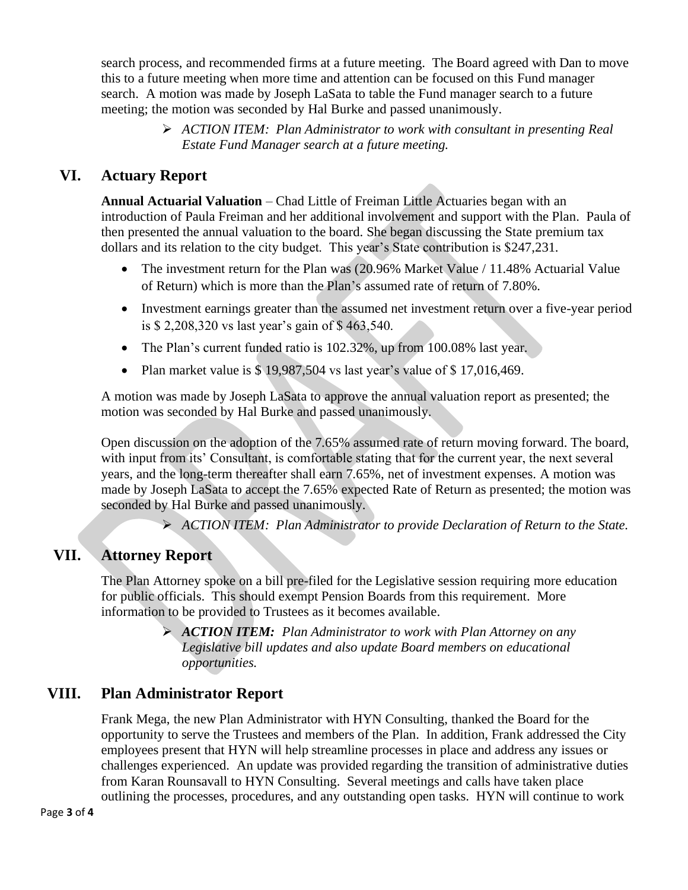search process, and recommended firms at a future meeting. The Board agreed with Dan to move this to a future meeting when more time and attention can be focused on this Fund manager search. A motion was made by Joseph LaSata to table the Fund manager search to a future meeting; the motion was seconded by Hal Burke and passed unanimously.

> ➢ *ACTION ITEM: Plan Administrator to work with consultant in presenting Real Estate Fund Manager search at a future meeting.*

## VI. Actuary Report

**Annual Actuarial Valuation** – Chad Little of Freiman Little Actuaries began with an introduction of Paula Freiman and her additional involvement and support with the Plan. Paula of then presented the annual valuation to the board. She began discussing the State premium tax dollars and its relation to the city budget. This year's State contribution is $247,231.

- The investment return for the Plan was (20.96% Market Value / 11.48% Actuarial Value of Return) which is more than the Plan's assumed rate of return of 7.80%.
- Investment earnings greater than the assumed net investment return over a five-year period is $ 2,208,320 vs last year's gain of $ 463,540.
- The Plan's current funded ratio is 102.32%, up from 100.08% last year.
- Plan market value is $ 19,987,504 vs last year's value of $ 17,016,469.

A motion was made by Joseph LaSata to approve the annual valuation report as presented; the motion was seconded by Hal Burke and passed unanimously.

Open discussion on the adoption of the 7.65% assumed rate of return moving forward. The board, with input from its' Consultant, is comfortable stating that for the current year, the next several years, and the long-term thereafter shall earn 7.65%, net of investment expenses. A motion was made by Joseph LaSata to accept the 7.65% expected Rate of Return as presented; the motion was seconded by Hal Burke and passed unanimously.

> ➢ *ACTION ITEM: Plan Administrator to provide Declaration of Return to the State.*

## VII. Attorney Report

The Plan Attorney spoke on a bill pre-filed for the Legislative session requiring more education for public officials. This should exempt Pension Boards from this requirement. More information to be provided to Trustees as it becomes available.

> ➢ ***ACTION ITEM:*** *Plan Administrator to work with Plan Attorney on any Legislative bill updates and also update Board members on educational opportunities.*

## VIII. Plan Administrator Report

Frank Mega, the new Plan Administrator with HYN Consulting, thanked the Board for the opportunity to serve the Trustees and members of the Plan. In addition, Frank addressed the City employees present that HYN will help streamline processes in place and address any issues or challenges experienced. An update was provided regarding the transition of administrative duties from Karan Rounsavall to HYN Consulting. Several meetings and calls have taken place outlining the processes, procedures, and any outstanding open tasks. HYN will continue to work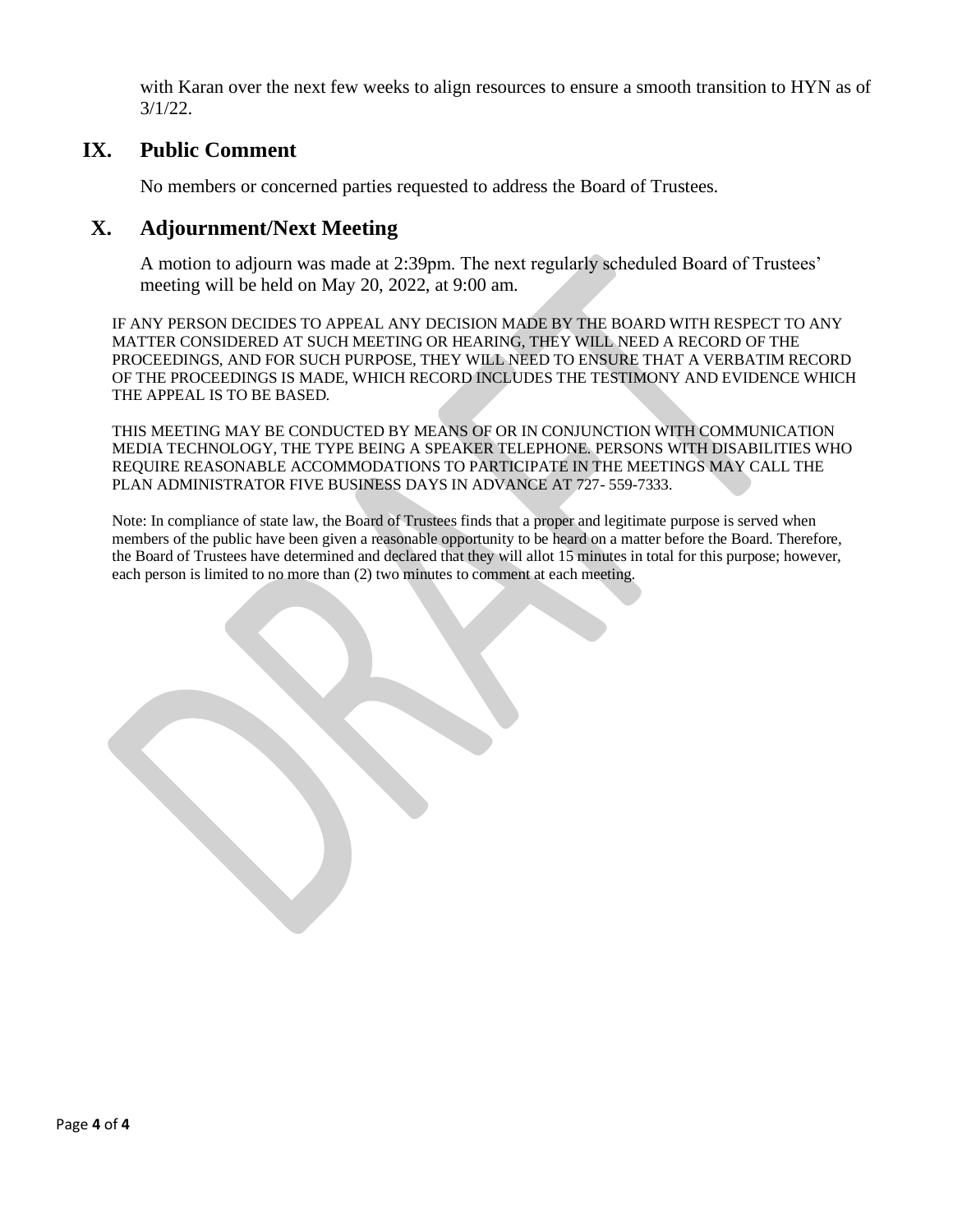with Karan over the next few weeks to align resources to ensure a smooth transition to HYN as of 3/1/22.

## IX. Public Comment

No members or concerned parties requested to address the Board of Trustees.

## X. Adjournment/Next Meeting

A motion to adjourn was made at 2:39pm. The next regularly scheduled Board of Trustees' meeting will be held on May 20, 2022, at 9:00 am.

IF ANY PERSON DECIDES TO APPEAL ANY DECISION MADE BY THE BOARD WITH RESPECT TO ANY MATTER CONSIDERED AT SUCH MEETING OR HEARING, THEY WILL NEED A RECORD OF THE PROCEEDINGS, AND FOR SUCH PURPOSE, THEY WILL NEED TO ENSURE THAT A VERBATIM RECORD OF THE PROCEEDINGS IS MADE, WHICH RECORD INCLUDES THE TESTIMONY AND EVIDENCE WHICH THE APPEAL IS TO BE BASED.

THIS MEETING MAY BE CONDUCTED BY MEANS OF OR IN CONJUNCTION WITH COMMUNICATION MEDIA TECHNOLOGY, THE TYPE BEING A SPEAKER TELEPHONE. PERSONS WITH DISABILITIES WHO REQUIRE REASONABLE ACCOMMODATIONS TO PARTICIPATE IN THE MEETINGS MAY CALL THE PLAN ADMINISTRATOR FIVE BUSINESS DAYS IN ADVANCE AT 727- 559-7333.

Note: In compliance of state law, the Board of Trustees finds that a proper and legitimate purpose is served when members of the public have been given a reasonable opportunity to be heard on a matter before the Board. Therefore, the Board of Trustees have determined and declared that they will allot 15 minutes in total for this purpose; however, each person is limited to no more than (2) two minutes to comment at each meeting.